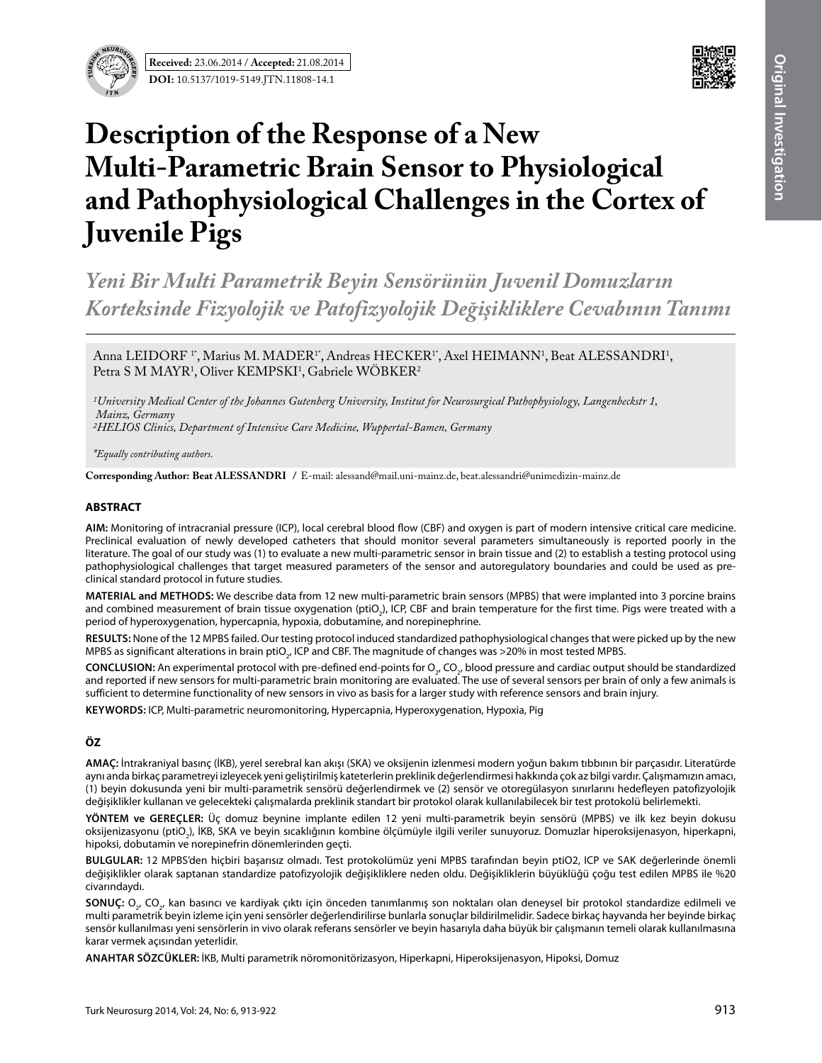**Received:** 23.06.2014 / **Accepted:** 21.08.2014

**DOI:** 10.5137/1019-5149.JTN.11808-14.1

# Description of the Response of a New Multi-Parametric Brain Sensor to Physiological and Pathophysiological Challenges in the Cortex of Juvenile Pigs

## *Yeni Bir Multi Parametrik Beyin Sensörünün Juvenil Domuzların Korteksinde Fizyolojik ve Patofizyolojik Değişikliklere Cevabının Tanımı*

Anna LEIDORF [1*], Marius M. MADER[1*], Andreas HECKER[1*], Axel HEIMANN[1], Beat ALESSANDRI[1], Petra S M MAYR[1], Oliver KEMPSKI[1], Gabriele WÖBKER[2]

*[1]University Medical Center of the Johannes Gutenberg University, Institut for Neurosurgical Pathophysiology, Langenbeckstr 1, Mainz, Germany*
*[2]HELIOS Clinics, Department of Intensive Care Medicine, Wuppertal-Bamen, Germany*

*[*]Equally contributing authors.*

**Corresponding Author: Beat ALESSANDRI** / E-mail: alessand@mail.uni-mainz.de, beat.alessandri@unimedizin-mainz.de

## ABSTRACT

**AIM:** Monitoring of intracranial pressure (ICP), local cerebral blood flow (CBF) and oxygen is part of modern intensive critical care medicine. Preclinical evaluation of newly developed catheters that should monitor several parameters simultaneously is reported poorly in the literature. The goal of our study was (1) to evaluate a new multi-parametric sensor in brain tissue and (2) to establish a testing protocol using pathophysiological challenges that target measured parameters of the sensor and autoregulatory boundaries and could be used as pre-clinical standard protocol in future studies.

**MATERIAL and METHODS:** We describe data from 12 new multi-parametric brain sensors (MPBS) that were implanted into 3 porcine brains and combined measurement of brain tissue oxygenation (ptiO$_2$), ICP, CBF and brain temperature for the first time. Pigs were treated with a period of hyperoxygenation, hypercapnia, hypoxia, dobutamine, and norepinephrine.

**RESULTS:** None of the 12 MPBS failed. Our testing protocol induced standardized pathophysiological changes that were picked up by the new MPBS as significant alterations in brain ptiO$_2$, ICP and CBF. The magnitude of changes was >20% in most tested MPBS.

**CONCLUSION:** An experimental protocol with pre-defined end-points for O$_2$, CO$_2$, blood pressure and cardiac output should be standardized and reported if new sensors for multi-parametric brain monitoring are evaluated. The use of several sensors per brain of only a few animals is sufficient to determine functionality of new sensors in vivo as basis for a larger study with reference sensors and brain injury.

**KEYWORDS:** ICP, Multi-parametric neuromonitoring, Hypercapnia, Hyperoxygenation, Hypoxia, Pig

## ÖZ

**AMAÇ:** İntrakraniyal basınç (İKB), yerel serebral kan akışı (SKA) ve oksijenin izlenmesi modern yoğun bakım tıbbının bir parçasıdır. Literatürde aynı anda birkaç parametreyi izleyecek yeni geliştirilmiş kateterlerin preklinik değerlendirmesi hakkında çok az bilgi vardır. Çalışmamızın amacı, (1) beyin dokusunda yeni bir multi-parametrik sensörü değerlendirmek ve (2) sensör ve otoregülasyon sınırlarını hedefleyen patofizyolojik değişiklikler kullanan ve gelecekteki çalışmalarda preklinik standart bir protokol olarak kullanılabilecek bir test protokolü belirlemekti.

**YÖNTEM ve GEREÇLER:** Üç domuz beynine implante edilen 12 yeni multi-parametrik beyin sensörü (MPBS) ve ilk kez beyin dokusu oksijenizasyonu (ptiO$_2$), İKB, SKA ve beyin sıcaklığının kombine ölçümüyle ilgili veriler sunuyoruz. Domuzlar hiperoksijenasyon, hiperkapni, hipoksi, dobutamin ve norepinefrin dönemlerinden geçti.

**BULGULAR:** 12 MPBS'den hiçbiri başarısız olmadı. Test protokolümüz yeni MPBS tarafından beyin ptiO2, ICP ve SAK değerlerinde önemli değişiklikler olarak saptanan standardize patofizyolojik değişikliklere neden oldu. Değişikliklerin büyüklüğü çoğu test edilen MPBS ile %20 civarındaydı.

**SONUÇ:** O$_2$, CO$_2$, kan basıncı ve kardiyak çıktı için önceden tanımlanmış son noktaları olan deneysel bir protokol standardize edilmeli ve multi parametrik beyin izleme için yeni sensörler değerlendirilirse bunlarla sonuçlar bildirilmelidir. Sadece birkaç hayvanda her beyinde birkaç sensör kullanılması yeni sensörlerin in vivo olarak referans sensörler ve beyin hasarıyla daha büyük bir çalışmanın temeli olarak kullanılmasına karar vermek açısından yeterlidir.

**ANAHTAR SÖZCÜKLER:** İKB, Multi parametrik nöromonitörizasyon, Hiperkapni, Hiperoksijenasyon, Hipoksi, Domuz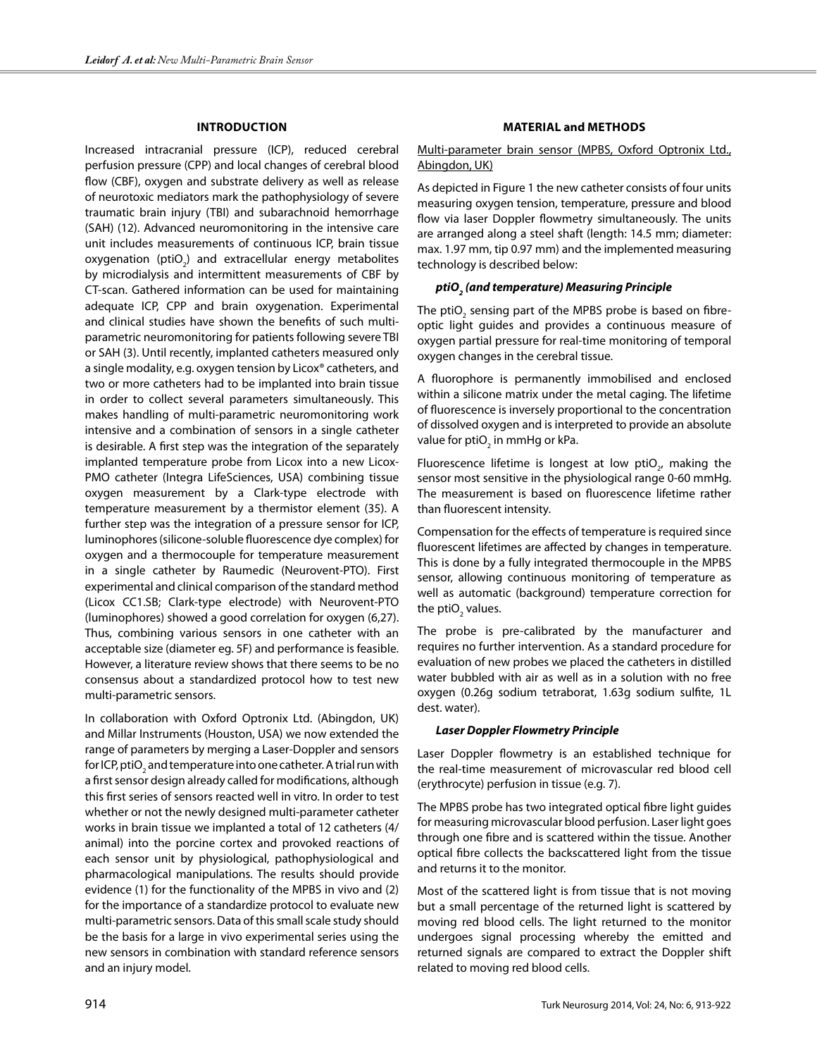## INTRODUCTION

Increased intracranial pressure (ICP), reduced cerebral perfusion pressure (CPP) and local changes of cerebral blood flow (CBF), oxygen and substrate delivery as well as release of neurotoxic mediators mark the pathophysiology of severe traumatic brain injury (TBI) and subarachnoid hemorrhage (SAH) (12). Advanced neuromonitoring in the intensive care unit includes measurements of continuous ICP, brain tissue oxygenation (ptiO$_2$) and extracellular energy metabolites by microdialysis and intermittent measurements of CBF by CT-scan. Gathered information can be used for maintaining adequate ICP, CPP and brain oxygenation. Experimental and clinical studies have shown the benefits of such multi-parametric neuromonitoring for patients following severe TBI or SAH (3). Until recently, implanted catheters measured only a single modality, e.g. oxygen tension by Licox® catheters, and two or more catheters had to be implanted into brain tissue in order to collect several parameters simultaneously. This makes handling of multi-parametric neuromonitoring work intensive and a combination of sensors in a single catheter is desirable. A first step was the integration of the separately implanted temperature probe from Licox into a new Licox-PMO catheter (Integra LifeSciences, USA) combining tissue oxygen measurement by a Clark-type electrode with temperature measurement by a thermistor element (35). A further step was the integration of a pressure sensor for ICP, luminophores (silicone-soluble fluorescence dye complex) for oxygen and a thermocouple for temperature measurement in a single catheter by Raumedic (Neurovent-PTO). First experimental and clinical comparison of the standard method (Licox CC1.SB; Clark-type electrode) with Neurovent-PTO (luminophores) showed a good correlation for oxygen (6,27). Thus, combining various sensors in one catheter with an acceptable size (diameter eg. 5F) and performance is feasible. However, a literature review shows that there seems to be no consensus about a standardized protocol how to test new multi-parametric sensors.

In collaboration with Oxford Optronix Ltd. (Abingdon, UK) and Millar Instruments (Houston, USA) we now extended the range of parameters by merging a Laser-Doppler and sensors for ICP, ptiO$_2$ and temperature into one catheter. A trial run with a first sensor design already called for modifications, although this first series of sensors reacted well in vitro. In order to test whether or not the newly designed multi-parameter catheter works in brain tissue we implanted a total of 12 catheters (4/animal) into the porcine cortex and provoked reactions of each sensor unit by physiological, pathophysiological and pharmacological manipulations. The results should provide evidence (1) for the functionality of the MPBS in vivo and (2) for the importance of a standardize protocol to evaluate new multi-parametric sensors. Data of this small scale study should be the basis for a large in vivo experimental series using the new sensors in combination with standard reference sensors and an injury model.

## MATERIAL and METHODS

Multi-parameter brain sensor (MPBS, Oxford Optronix Ltd., Abingdon, UK)

As depicted in Figure 1 the new catheter consists of four units measuring oxygen tension, temperature, pressure and blood flow via laser Doppler flowmetry simultaneously. The units are arranged along a steel shaft (length: 14.5 mm; diameter: max. 1.97 mm, tip 0.97 mm) and the implemented measuring technology is described below:

### *ptiO$_2$ (and temperature) Measuring Principle*

The ptiO$_2$ sensing part of the MPBS probe is based on fibre-optic light guides and provides a continuous measure of oxygen partial pressure for real-time monitoring of temporal oxygen changes in the cerebral tissue.

A fluorophore is permanently immobilised and enclosed within a silicone matrix under the metal caging. The lifetime of fluorescence is inversely proportional to the concentration of dissolved oxygen and is interpreted to provide an absolute value for ptiO$_2$ in mmHg or kPa.

Fluorescence lifetime is longest at low ptiO$_2$, making the sensor most sensitive in the physiological range 0-60 mmHg. The measurement is based on fluorescence lifetime rather than fluorescent intensity.

Compensation for the effects of temperature is required since fluorescent lifetimes are affected by changes in temperature. This is done by a fully integrated thermocouple in the MPBS sensor, allowing continuous monitoring of temperature as well as automatic (background) temperature correction for the ptiO$_2$ values.

The probe is pre-calibrated by the manufacturer and requires no further intervention. As a standard procedure for evaluation of new probes we placed the catheters in distilled water bubbled with air as well as in a solution with no free oxygen (0.26g sodium tetraborat, 1.63g sodium sulfite, 1L dest. water).

### *Laser Doppler Flowmetry Principle*

Laser Doppler flowmetry is an established technique for the real-time measurement of microvascular red blood cell (erythrocyte) perfusion in tissue (e.g. 7).

The MPBS probe has two integrated optical fibre light guides for measuring microvascular blood perfusion. Laser light goes through one fibre and is scattered within the tissue. Another optical fibre collects the backscattered light from the tissue and returns it to the monitor.

Most of the scattered light is from tissue that is not moving but a small percentage of the returned light is scattered by moving red blood cells. The light returned to the monitor undergoes signal processing whereby the emitted and returned signals are compared to extract the Doppler shift related to moving red blood cells.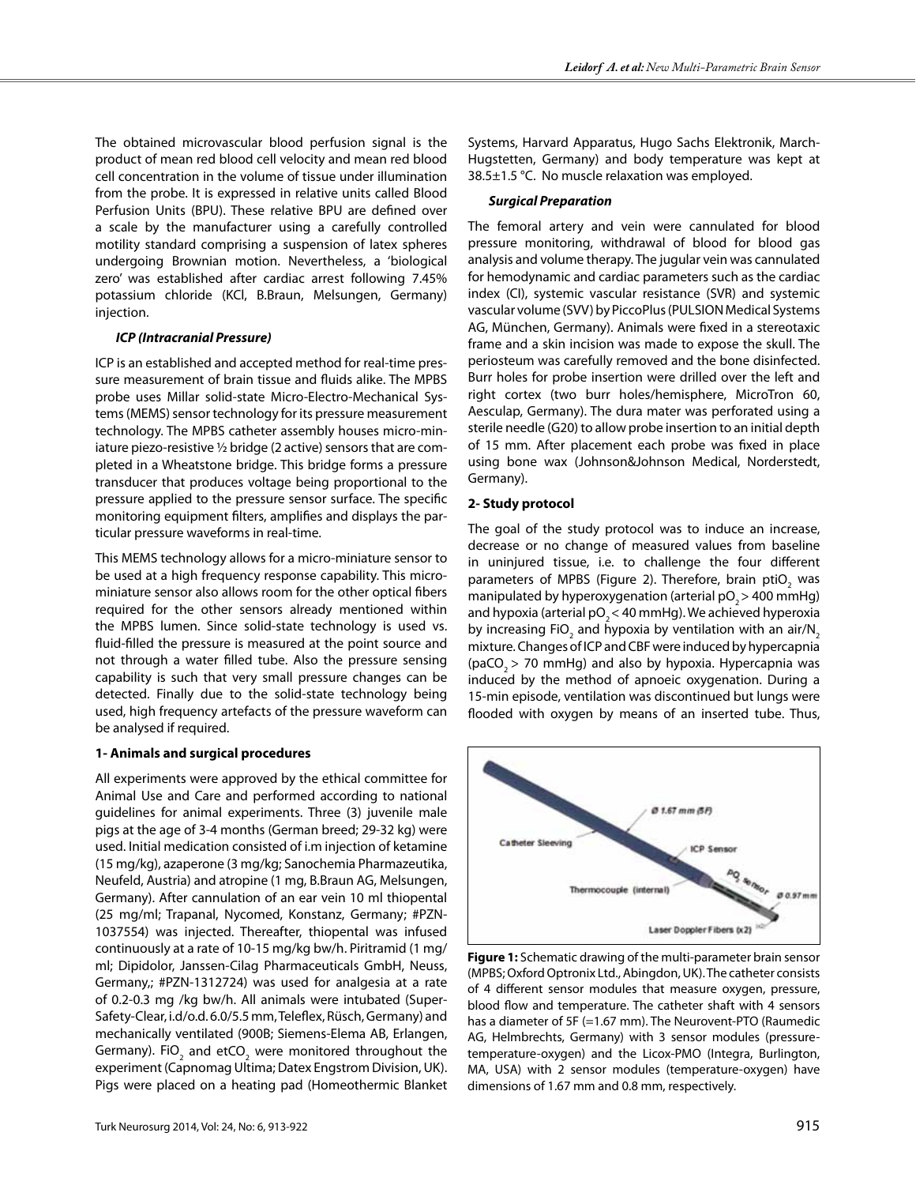The obtained microvascular blood perfusion signal is the product of mean red blood cell velocity and mean red blood cell concentration in the volume of tissue under illumination from the probe. It is expressed in relative units called Blood Perfusion Units (BPU). These relative BPU are defined over a scale by the manufacturer using a carefully controlled motility standard comprising a suspension of latex spheres undergoing Brownian motion. Nevertheless, a 'biological zero' was established after cardiac arrest following 7.45% potassium chloride (KCl, B.Braun, Melsungen, Germany) injection.

#### *ICP (Intracranial Pressure)*

ICP is an established and accepted method for real-time pressure measurement of brain tissue and fluids alike. The MPBS probe uses Millar solid-state Micro-Electro-Mechanical Systems (MEMS) sensor technology for its pressure measurement technology. The MPBS catheter assembly houses micro-miniature piezo-resistive ½ bridge (2 active) sensors that are completed in a Wheatstone bridge. This bridge forms a pressure transducer that produces voltage being proportional to the pressure applied to the pressure sensor surface. The specific monitoring equipment filters, amplifies and displays the particular pressure waveforms in real-time.

This MEMS technology allows for a micro-miniature sensor to be used at a high frequency response capability. This micro-miniature sensor also allows room for the other optical fibers required for the other sensors already mentioned within the MPBS lumen. Since solid-state technology is used vs. fluid-filled the pressure is measured at the point source and not through a water filled tube. Also the pressure sensing capability is such that very small pressure changes can be detected. Finally due to the solid-state technology being used, high frequency artefacts of the pressure waveform can be analysed if required.

### 1- Animals and surgical procedures

All experiments were approved by the ethical committee for Animal Use and Care and performed according to national guidelines for animal experiments. Three (3) juvenile male pigs at the age of 3-4 months (German breed; 29-32 kg) were used. Initial medication consisted of i.m injection of ketamine (15 mg/kg), azaperone (3 mg/kg; Sanochemia Pharmazeutika, Neufeld, Austria) and atropine (1 mg, B.Braun AG, Melsungen, Germany). After cannulation of an ear vein 10 ml thiopental (25 mg/ml; Trapanal, Nycomed, Konstanz, Germany; #PZN-1037554) was injected. Thereafter, thiopental was infused continuously at a rate of 10-15 mg/kg bw/h. Piritramid (1 mg/ml; Dipidolor, Janssen-Cilag Pharmaceuticals GmbH, Neuss, Germany,; #PZN-1312724) was used for analgesia at a rate of 0.2-0.3 mg /kg bw/h. All animals were intubated (Super-Safety-Clear, i.d/o.d. 6.0/5.5 mm, Teleflex, Rüsch, Germany) and mechanically ventilated (900B; Siemens-Elema AB, Erlangen, Germany). $FiO_2$ and $etCO_2$ were monitored throughout the experiment (Capnomag Ultima; Datex Engstrom Division, UK). Pigs were placed on a heating pad (Homeothermic Blanket Systems, Harvard Apparatus, Hugo Sachs Elektronik, March-Hugstetten, Germany) and body temperature was kept at 38.5±1.5 °C. No muscle relaxation was employed.

#### *Surgical Preparation*

The femoral artery and vein were cannulated for blood pressure monitoring, withdrawal of blood for blood gas analysis and volume therapy. The jugular vein was cannulated for hemodynamic and cardiac parameters such as the cardiac index (CI), systemic vascular resistance (SVR) and systemic vascular volume (SVV) by PiccoPlus (PULSION Medical Systems AG, München, Germany). Animals were fixed in a stereotaxic frame and a skin incision was made to expose the skull. The periosteum was carefully removed and the bone disinfected. Burr holes for probe insertion were drilled over the left and right cortex (two burr holes/hemisphere, MicroTron 60, Aesculap, Germany). The dura mater was perforated using a sterile needle (G20) to allow probe insertion to an initial depth of 15 mm. After placement each probe was fixed in place using bone wax (Johnson&Johnson Medical, Norderstedt, Germany).

### 2- Study protocol

The goal of the study protocol was to induce an increase, decrease or no change of measured values from baseline in uninjured tissue, i.e. to challenge the four different parameters of MPBS (Figure 2). Therefore, brain $ptiO_2$ was manipulated by hyperoxygenation (arterial $pO_2$ > 400 mmHg) and hypoxia (arterial $pO_2$ < 40 mmHg). We achieved hyperoxia by increasing $FiO_2$ and hypoxia by ventilation with an air/$N_2$ mixture. Changes of ICP and CBF were induced by hypercapnia ($paCO_2$ > 70 mmHg) and also by hypoxia. Hypercapnia was induced by the method of apnoeic oxygenation. During a 15-min episode, ventilation was discontinued but lungs were flooded with oxygen by means of an inserted tube. Thus,

**Figure 1:** Schematic drawing of the multi-parameter brain sensor (MPBS; Oxford Optronix Ltd., Abingdon, UK). The catheter consists of 4 different sensor modules that measure oxygen, pressure, blood flow and temperature. The catheter shaft with 4 sensors has a diameter of 5F (=1.67 mm). The Neurovent-PTO (Raumedic AG, Helmbrechts, Germany) with 3 sensor modules (pressure-temperature-oxygen) and the Licox-PMO (Integra, Burlington, MA, USA) with 2 sensor modules (temperature-oxygen) have dimensions of 1.67 mm and 0.8 mm, respectively.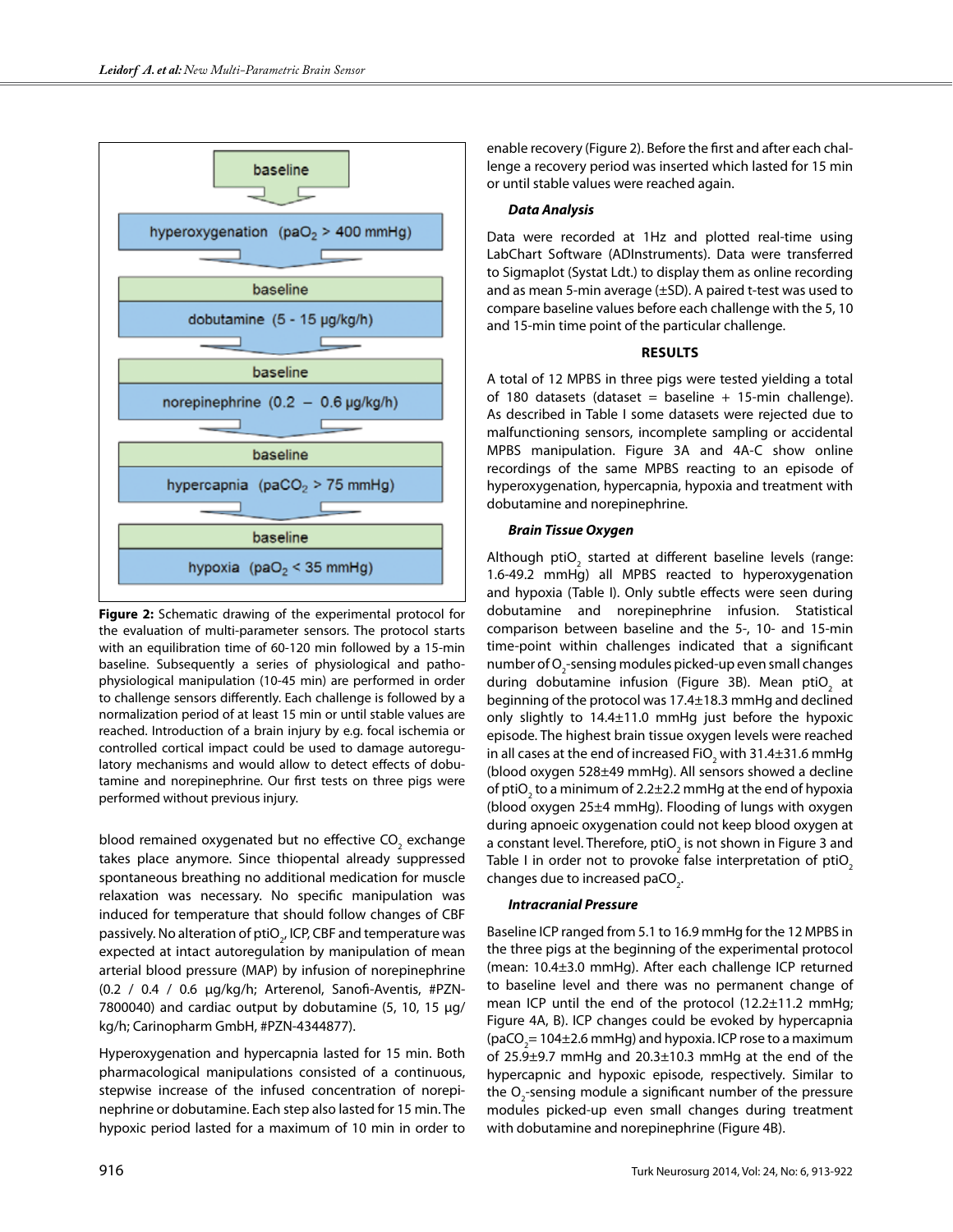baseline

hyperoxygenation ($paO_2$ > 400 mmHg)

baseline

dobutamine (5 - 15 µg/kg/h)

baseline

norepinephrine (0.2 – 0.6 µg/kg/h)

baseline

hypercapnia ($paCO_2$ > 75 mmHg)

baseline

hypoxia ($paO_2$ < 35 mmHg)

**Figure 2:** Schematic drawing of the experimental protocol for the evaluation of multi-parameter sensors. The protocol starts with an equilibration time of 60-120 min followed by a 15-min baseline. Subsequently a series of physiological and patho-physiological manipulation (10-45 min) are performed in order to challenge sensors differently. Each challenge is followed by a normalization period of at least 15 min or until stable values are reached. Introduction of a brain injury by e.g. focal ischemia or controlled cortical impact could be used to damage autoregulatory mechanisms and would allow to detect effects of dobutamine and norepinephrine. Our first tests on three pigs were performed without previous injury.

blood remained oxygenated but no effective $CO_2$ exchange takes place anymore. Since thiopental already suppressed spontaneous breathing no additional medication for muscle relaxation was necessary. No specific manipulation was induced for temperature that should follow changes of CBF passively. No alteration of $ptiO_2$, ICP, CBF and temperature was expected at intact autoregulation by manipulation of mean arterial blood pressure (MAP) by infusion of norepinephrine (0.2 / 0.4 / 0.6 µg/kg/h; Arterenol, Sanofi-Aventis, #PZN-7800040) and cardiac output by dobutamine (5, 10, 15 µg/kg/h; Carinopharm GmbH, #PZN-4344877).

Hyperoxygenation and hypercapnia lasted for 15 min. Both pharmacological manipulations consisted of a continuous, stepwise increase of the infused concentration of norepinephrine or dobutamine. Each step also lasted for 15 min. The hypoxic period lasted for a maximum of 10 min in order to enable recovery (Figure 2). Before the first and after each challenge a recovery period was inserted which lasted for 15 min or until stable values were reached again.

### *Data Analysis*

Data were recorded at 1Hz and plotted real-time using LabChart Software (ADInstruments). Data were transferred to Sigmaplot (Systat Ldt.) to display them as online recording and as mean 5-min average (±SD). A paired t-test was used to compare baseline values before each challenge with the 5, 10 and 15-min time point of the particular challenge.

## RESULTS

A total of 12 MPBS in three pigs were tested yielding a total of 180 datasets (dataset = baseline + 15-min challenge). As described in Table I some datasets were rejected due to malfunctioning sensors, incomplete sampling or accidental MPBS manipulation. Figure 3A and 4A-C show online recordings of the same MPBS reacting to an episode of hyperoxygenation, hypercapnia, hypoxia and treatment with dobutamine and norepinephrine.

### *Brain Tissue Oxygen*

Although $ptiO_2$ started at different baseline levels (range: 1.6-49.2 mmHg) all MPBS reacted to hyperoxygenation and hypoxia (Table I). Only subtle effects were seen during dobutamine and norepinephrine infusion. Statistical comparison between baseline and the 5-, 10- and 15-min time-point within challenges indicated that a significant number of $O_2$-sensing modules picked-up even small changes during dobutamine infusion (Figure 3B). Mean $ptiO_2$ at beginning of the protocol was 17.4±18.3 mmHg and declined only slightly to 14.4±11.0 mmHg just before the hypoxic episode. The highest brain tissue oxygen levels were reached in all cases at the end of increased $FiO_2$ with 31.4±31.6 mmHg (blood oxygen 528±49 mmHg). All sensors showed a decline of $ptiO_2$ to a minimum of 2.2±2.2 mmHg at the end of hypoxia (blood oxygen 25±4 mmHg). Flooding of lungs with oxygen during apnoeic oxygenation could not keep blood oxygen at a constant level. Therefore, $ptiO_2$ is not shown in Figure 3 and Table I in order not to provoke false interpretation of $ptiO_2$ changes due to increased $paCO_2$.

### *Intracranial Pressure*

Baseline ICP ranged from 5.1 to 16.9 mmHg for the 12 MPBS in the three pigs at the beginning of the experimental protocol (mean: 10.4±3.0 mmHg). After each challenge ICP returned to baseline level and there was no permanent change of mean ICP until the end of the protocol (12.2±11.2 mmHg; Figure 4A, B). ICP changes could be evoked by hypercapnia ($paCO_2$= 104±2.6 mmHg) and hypoxia. ICP rose to a maximum of 25.9±9.7 mmHg and 20.3±10.3 mmHg at the end of the hypercapnic and hypoxic episode, respectively. Similar to the $O_2$-sensing module a significant number of the pressure modules picked-up even small changes during treatment with dobutamine and norepinephrine (Figure 4B).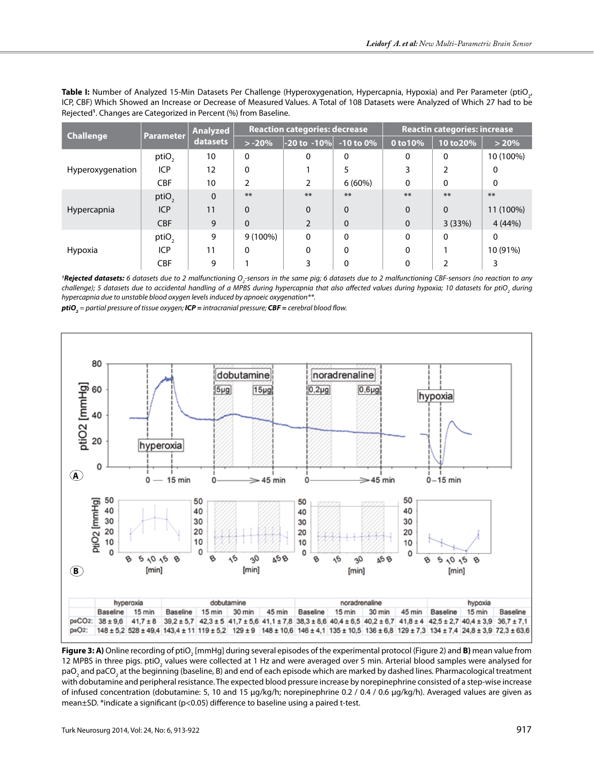**Table I:** Number of Analyzed 15-Min Datasets Per Challenge (Hyperoxygenation, Hypercapnia, Hypoxia) and Per Parameter ($ptiO_2$, ICP, CBF) Which Showed an Increase or Decrease of Measured Values. A Total of 108 Datasets were Analyzed of Which 27 had to be Rejected[1]. Changes are Categorized in Percent (%) from Baseline.

| Challenge | Parameter | Analyzed datasets | Reaction categories: decrease | | | Reactin categories: increase | | |
|---|---|---|---|---|---|---|---|---|
| | | | > -20% | -20 to -10% | -10 to 0% | 0 to10% | 10 to20% | > 20% |
| Hyperoxygenation | $ptiO_2$ | 10 | 0 | 0 | 0 | 0 | 0 | 10 (100%) |
| | ICP | 12 | 0 | 1 | 5 | 3 | 2 | 0 |
| | CBF | 10 | 2 | 2 | 6 (60%) | 0 | 0 | 0 |
| Hypercapnia | $ptiO_2$ | 0 | ** | ** | ** | ** | ** | ** |
| | ICP | 11 | 0 | 0 | 0 | 0 | 0 | 11 (100%) |
| | CBF | 9 | 0 | 2 | 0 | 0 | 3 (33%) | 4 (44%) |
| Hypoxia | $ptiO_2$ | 9 | 9 (100%) | 0 | 0 | 0 | 0 | 0 |
| | ICP | 11 | 0 | 0 | 0 | 0 | 1 | 10 (91%) |
| | CBF | 9 | 1 | 3 | 0 | 0 | 2 | 3 |

[1]***Rejected datasets:*** *6 datasets due to 2 malfunctioning $O_2$-sensors in the same pig; 6 datasets due to 2 malfunctioning CBF-sensors (no reaction to any challenge); 5 datasets due to accidental handling of a MPBS during hypercapnia that also affected values during hypoxia; 10 datasets for $ptiO_2$ during hypercapnia due to unstable blood oxygen levels induced by apnoeic oxygenation\*\*.*

***$ptiO_2$** = partial pressure of tissue oxygen;* ***ICP** = intracranial pressure;* ***CBF** = cerebral blood flow.*

| | hyperoxia | | dobutamine | | | | noradrenaline | | | | hypoxia | | |
|---|---|---|---|---|---|---|---|---|---|---|---|---|---|
| | Baseline | 15 min | Baseline | 15 min | 30 min | 45 min | Baseline | 15 min | 30 min | 45 min | Baseline | 15 min | Baseline |
| paCO2: | 38 ± 9,6 | 41,7 ± 8 | 39,2 ± 5,7 | 42,3 ± 5 | 41,7 ± 5,6 | 41,1 ± 7,8 | 38,3 ± 8,6 | 40,4 ± 6,5 | 40,2 ± 6,7 | 41,8 ± 4 | 42,5 ± 2,7 | 40,4 ± 3,9 | 36,7 ± 7,1 |
| paO2: | 148 ± 5,2 | 528 ± 49,4 | 143,4 ± 11 | 119 ± 5,2 | 129 ± 9 | 148 ± 10,6 | 146 ± 4,1 | 135 ± 10,5 | 136 ± 6,8 | 129 ± 7,3 | 134 ± 7,4 | 24,8 ± 3,9 | 72,3 ± 63,6 |

**Figure 3: A)** Online recording of $ptiO_2$ [mmHg] during several episodes of the experimental protocol (Figure 2) and **B)** mean value from 12 MPBS in three pigs. $ptiO_2$ values were collected at 1 Hz and were averaged over 5 min. Arterial blood samples were analysed for $paO_2$ and $paCO_2$ at the beginning (baseline, B) and end of each episode which are marked by dashed lines. Pharmacological treatment with dobutamine and peripheral resistance. The expected blood pressure increase by norepinephrine consisted of a step-wise increase of infused concentration (dobutamine: 5, 10 and 15 µg/kg/h; norepinephrine 0.2 / 0.4 / 0.6 µg/kg/h). Averaged values are given as mean±SD. *indicate a significant ($p<0.05$) difference to baseline using a paired t-test.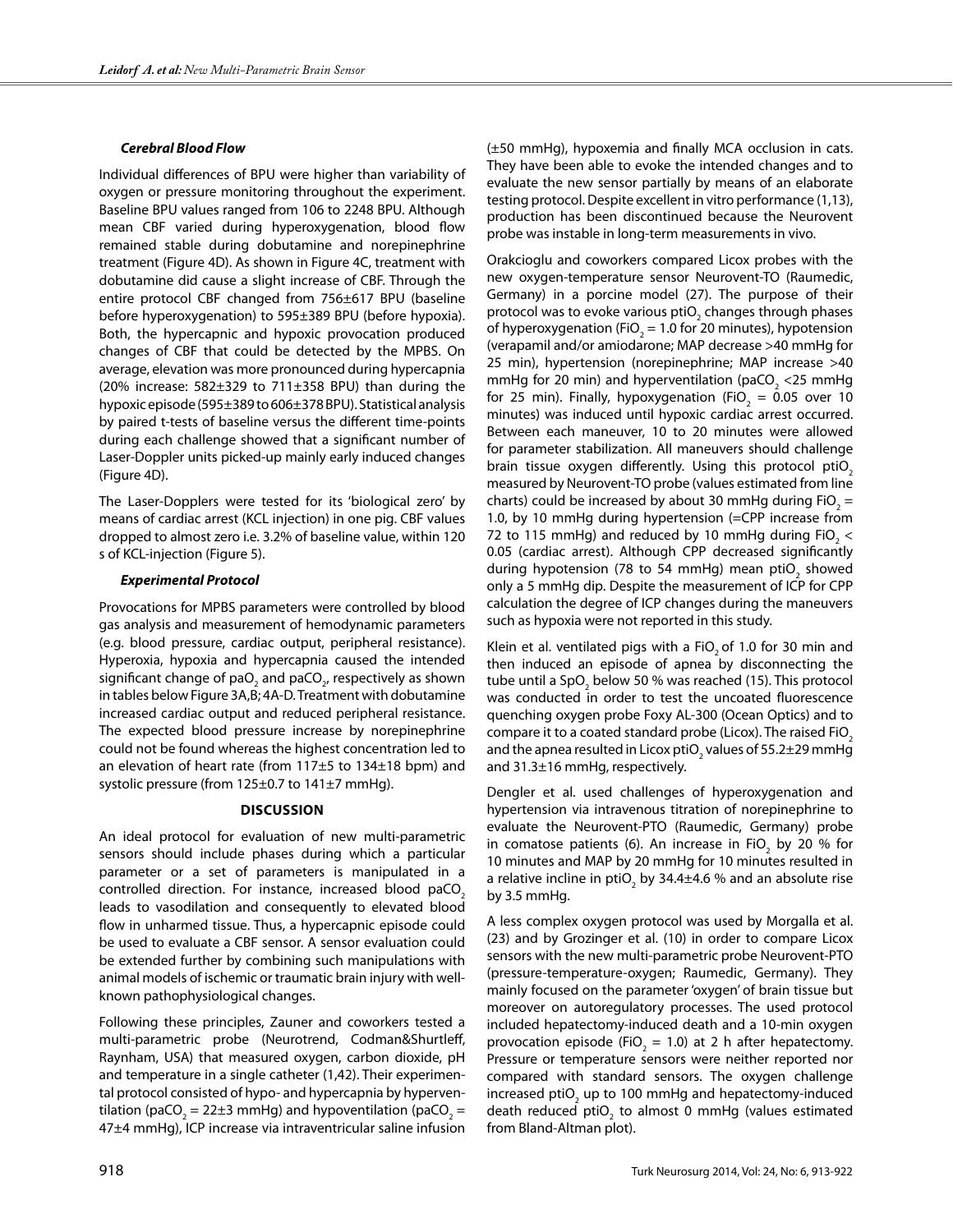### *Cerebral Blood Flow*

Individual differences of BPU were higher than variability of oxygen or pressure monitoring throughout the experiment. Baseline BPU values ranged from 106 to 2248 BPU. Although mean CBF varied during hyperoxygenation, blood flow remained stable during dobutamine and norepinephrine treatment (Figure 4D). As shown in Figure 4C, treatment with dobutamine did cause a slight increase of CBF. Through the entire protocol CBF changed from 756±617 BPU (baseline before hyperoxygenation) to 595±389 BPU (before hypoxia). Both, the hypercapnic and hypoxic provocation produced changes of CBF that could be detected by the MPBS. On average, elevation was more pronounced during hypercapnia (20% increase: 582±329 to 711±358 BPU) than during the hypoxic episode (595±389 to 606±378 BPU). Statistical analysis by paired t-tests of baseline versus the different time-points during each challenge showed that a significant number of Laser-Doppler units picked-up mainly early induced changes (Figure 4D).

The Laser-Dopplers were tested for its 'biological zero' by means of cardiac arrest (KCL injection) in one pig. CBF values dropped to almost zero i.e. 3.2% of baseline value, within 120 s of KCL-injection (Figure 5).

### *Experimental Protocol*

Provocations for MPBS parameters were controlled by blood gas analysis and measurement of hemodynamic parameters (e.g. blood pressure, cardiac output, peripheral resistance). Hyperoxia, hypoxia and hypercapnia caused the intended significant change of $paO_2$ and $paCO_2$, respectively as shown in tables below Figure 3A,B; 4A-D. Treatment with dobutamine increased cardiac output and reduced peripheral resistance. The expected blood pressure increase by norepinephrine could not be found whereas the highest concentration led to an elevation of heart rate (from 117±5 to 134±18 bpm) and systolic pressure (from 125±0.7 to 141±7 mmHg).

## DISCUSSION

An ideal protocol for evaluation of new multi-parametric sensors should include phases during which a particular parameter or a set of parameters is manipulated in a controlled direction. For instance, increased blood $paCO_2$ leads to vasodilation and consequently to elevated blood flow in unharmed tissue. Thus, a hypercapnic episode could be used to evaluate a CBF sensor. A sensor evaluation could be extended further by combining such manipulations with animal models of ischemic or traumatic brain injury with well-known pathophysiological changes.

Following these principles, Zauner and coworkers tested a multi-parametric probe (Neurotrend, Codman&Shurtleff, Raynham, USA) that measured oxygen, carbon dioxide, pH and temperature in a single catheter (1,42). Their experimental protocol consisted of hypo- and hypercapnia by hyperventilation ($paCO_2$ = 22±3 mmHg) and hypoventilation ($paCO_2$ = 47±4 mmHg), ICP increase via intraventricular saline infusion (±50 mmHg), hypoxemia and finally MCA occlusion in cats. They have been able to evoke the intended changes and to evaluate the new sensor partially by means of an elaborate testing protocol. Despite excellent in vitro performance (1,13), production has been discontinued because the Neurovent probe was instable in long-term measurements in vivo.

Orakcioglu and coworkers compared Licox probes with the new oxygen-temperature sensor Neurovent-TO (Raumedic, Germany) in a porcine model (27). The purpose of their protocol was to evoke various $ptiO_2$ changes through phases of hyperoxygenation ($FiO_2$ = 1.0 for 20 minutes), hypotension (verapamil and/or amiodarone; MAP decrease >40 mmHg for 25 min), hypertension (norepinephrine; MAP increase >40 mmHg for 20 min) and hyperventilation ($paCO_2$ <25 mmHg for 25 min). Finally, hypoxygenation ($FiO_2$ = 0.05 over 10 minutes) was induced until hypoxic cardiac arrest occurred. Between each maneuver, 10 to 20 minutes were allowed for parameter stabilization. All maneuvers should challenge brain tissue oxygen differently. Using this protocol $ptiO_2$ measured by Neurovent-TO probe (values estimated from line charts) could be increased by about 30 mmHg during $FiO_2$ = 1.0, by 10 mmHg during hypertension (=CPP increase from 72 to 115 mmHg) and reduced by 10 mmHg during $FiO_2$ < 0.05 (cardiac arrest). Although CPP decreased significantly during hypotension (78 to 54 mmHg) mean $ptiO_2$ showed only a 5 mmHg dip. Despite the measurement of ICP for CPP calculation the degree of ICP changes during the maneuvers such as hypoxia were not reported in this study.

Klein et al. ventilated pigs with a $FiO_2$ of 1.0 for 30 min and then induced an episode of apnea by disconnecting the tube until a $SpO_2$ below 50 % was reached (15). This protocol was conducted in order to test the uncoated fluorescence quenching oxygen probe Foxy AL-300 (Ocean Optics) and to compare it to a coated standard probe (Licox). The raised $FiO_2$ and the apnea resulted in Licox $ptiO_2$ values of 55.2±29 mmHg and 31.3±16 mmHg, respectively.

Dengler et al. used challenges of hyperoxygenation and hypertension via intravenous titration of norepinephrine to evaluate the Neurovent-PTO (Raumedic, Germany) probe in comatose patients (6). An increase in $FiO_2$ by 20 % for 10 minutes and MAP by 20 mmHg for 10 minutes resulted in a relative incline in $ptiO_2$ by 34.4±4.6 % and an absolute rise by 3.5 mmHg.

A less complex oxygen protocol was used by Morgalla et al. (23) and by Grozinger et al. (10) in order to compare Licox sensors with the new multi-parametric probe Neurovent-PTO (pressure-temperature-oxygen; Raumedic, Germany). They mainly focused on the parameter 'oxygen' of brain tissue but moreover on autoregulatory processes. The used protocol included hepatectomy-induced death and a 10-min oxygen provocation episode ($FiO_2$ = 1.0) at 2 h after hepatectomy. Pressure or temperature sensors were neither reported nor compared with standard sensors. The oxygen challenge increased $ptiO_2$ up to 100 mmHg and hepatectomy-induced death reduced $ptiO_2$ to almost 0 mmHg (values estimated from Bland-Altman plot).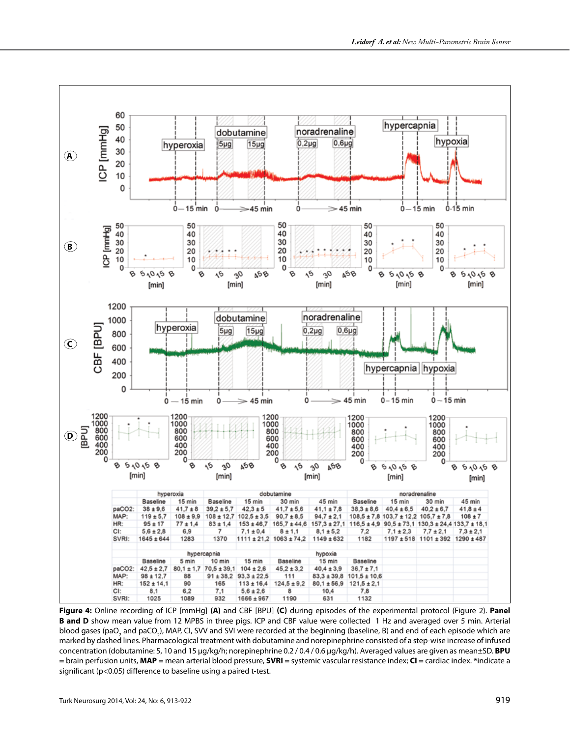| | hyperoxia | | dobutamine | | | | noradrenaline | | | |
|---|---|---|---|---|---|---|---|---|---|---|
| | Baseline | 15 min | Baseline | 15 min | 30 min | 45 min | Baseline | 15 min | 30 min | 45 min |
| paCO2: | 38 ± 9,6 | 41,7 ± 8 | 39,2 ± 5,7 | 42,3 ± 5 | 41,7 ± 5,6 | 41,1 ± 7,8 | 38,3 ± 8,6 | 40,4 ± 6,5 | 40,2 ± 6,7 | 41,8 ± 4 |
| MAP: | 119 ± 5,7 | 108 ± 9,9 | 108 ± 12,7 | 102,5 ± 3,5 | 90,7 ± 8,5 | 94,7 ± 2,1 | 108,5 ± 7,8 | 103,7 ± 12,2 | 105,7 ± 7,8 | 108 ± 7 |
| HR: | 95 ± 17 | 77 ± 1,4 | 83 ± 1,4 | 153 ± 46,7 | 165,7 ± 44,6 | 157,3 ± 27,1 | 116,5 ± 4,9 | 90,5 ± 73,1 | 130,3 ± 24,4 | 133,7 ± 18,1 |
| CI: | 5,6 ± 2,8 | 6,9 | 7 | 7,1 ± 0,4 | 8 ± 1,1 | 8,1 ± 5,2 | 7,2 | 7,1 ± 2,3 | 7,7 ± 2,1 | 7,3 ± 2,1 |
| SVRI: | 1645 ± 644 | 1283 | 1370 | 1111 ± 21,2 | 1063 ± 74,2 | 1149 ± 632 | 1182 | 1197 ± 518 | 1101 ± 392 | 1290 ± 487 |

| | hypercapnia | | | | hypoxia | | |
|---|---|---|---|---|---|---|---|
| | Baseline | 5 min | 10 min | 15 min | Baseline | 15 min | Baseline |
| paCO2: | 42,5 ± 2,7 | 80,1 ± 1,7 | 70,5 ± 39,1 | 104 ± 2,6 | 45,2 ± 3,2 | 40,4 ± 3,9 | 36,7 ± 7,1 |
| MAP: | 98 ± 12,7 | 88 | 91 ± 38,2 | 93,3 ± 22,5 | 111 | 83,3 ± 39,8 | 101,5 ± 10,6 |
| HR: | 152 ± 14,1 | 90 | 165 | 113 ± 16,4 | 124,5 ± 9,2 | 80,1 ± 56,9 | 121,5 ± 2,1 |
| CI: | 8,1 | 6,2 | 7,1 | 5,6 ± 2,6 | 8 | 10,4 | 7,8 |
| SVRI: | 1025 | 1089 | 932 | 1666 ± 967 | 1190 | 631 | 1132 |

**Figure 4:** Online recording of ICP [mmHg] **(A)** and CBF [BPU] **(C)** during episodes of the experimental protocol (Figure 2). **Panel B and D** show mean value from 12 MPBS in three pigs. ICP and CBF value were collected 1 Hz and averaged over 5 min. Arterial blood gases ($paO_2$ and $paCO_2$), MAP, CI, SVV and SVI were recorded at the beginning (baseline, B) and end of each episode which are marked by dashed lines. Pharmacological treatment with dobutamine and norepinephrine consisted of a step-wise increase of infused concentration (dobutamine: 5, 10 and 15 µg/kg/h; norepinephrine 0.2 / 0.4 / 0.6 µg/kg/h). Averaged values are given as mean±SD. **BPU** = brain perfusion units, **MAP** = mean arterial blood pressure, **SVRI** = systemic vascular resistance index; **CI** = cardiac index. *indicate a significant ($p<0.05$) difference to baseline using a paired t-test.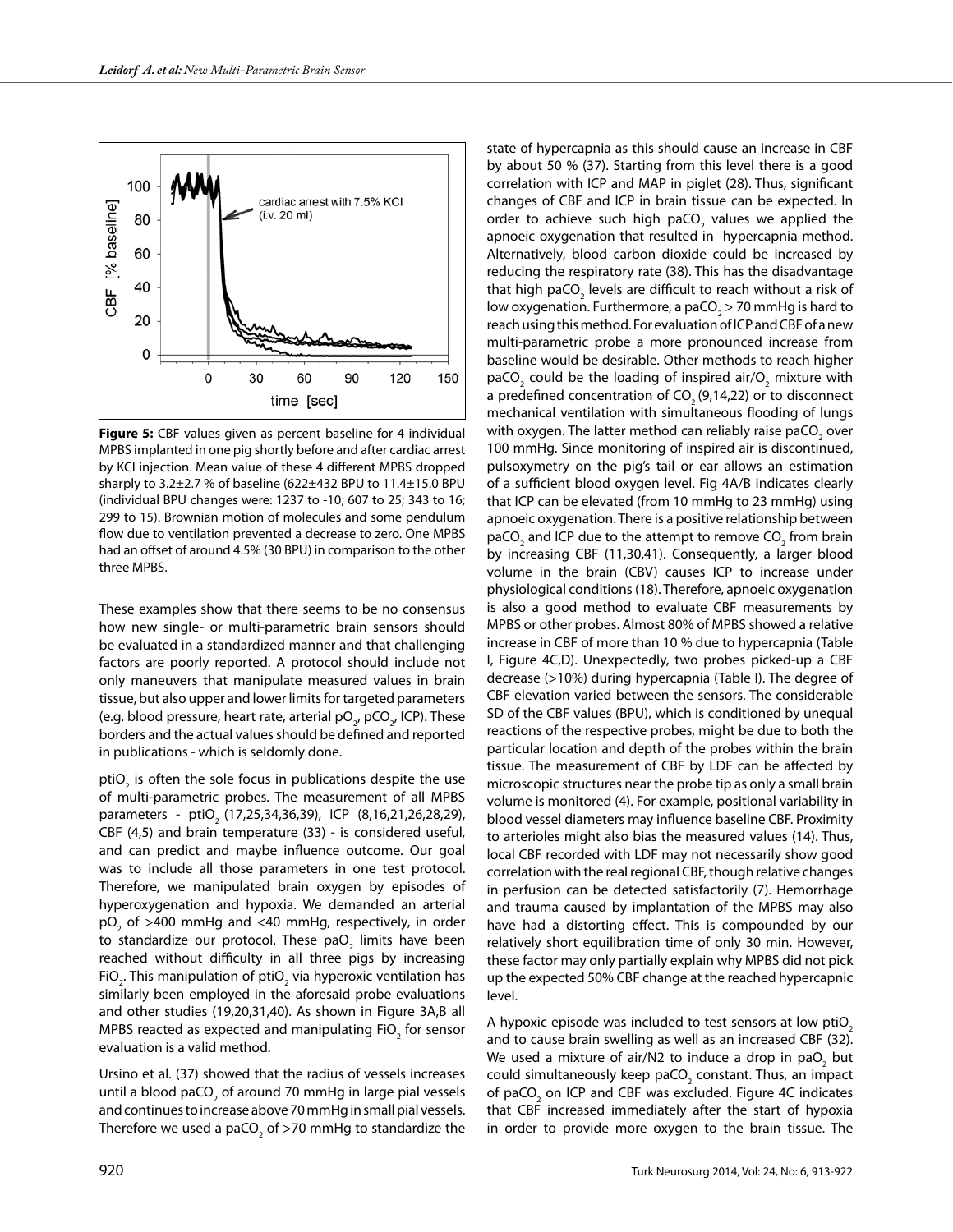**Figure 5:** CBF values given as percent baseline for 4 individual MPBS implanted in one pig shortly before and after cardiac arrest by KCl injection. Mean value of these 4 different MPBS dropped sharply to 3.2±2.7 % of baseline (622±432 BPU to 11.4±15.0 BPU (individual BPU changes were: 1237 to -10; 607 to 25; 343 to 16; 299 to 15). Brownian motion of molecules and some pendulum flow due to ventilation prevented a decrease to zero. One MPBS had an offset of around 4.5% (30 BPU) in comparison to the other three MPBS.

These examples show that there seems to be no consensus how new single- or multi-parametric brain sensors should be evaluated in a standardized manner and that challenging factors are poorly reported. A protocol should include not only maneuvers that manipulate measured values in brain tissue, but also upper and lower limits for targeted parameters (e.g. blood pressure, heart rate, arterial $pO_2$, $pCO_2$, ICP). These borders and the actual values should be defined and reported in publications - which is seldomly done.

$ptiO_2$ is often the sole focus in publications despite the use of multi-parametric probes. The measurement of all MPBS parameters - $ptiO_2$ (17,25,34,36,39), ICP (8,16,21,26,28,29), CBF (4,5) and brain temperature (33) - is considered useful, and can predict and maybe influence outcome. Our goal was to include all those parameters in one test protocol. Therefore, we manipulated brain oxygen by episodes of hyperoxygenation and hypoxia. We demanded an arterial $pO_2$ of >400 mmHg and <40 mmHg, respectively, in order to standardize our protocol. These $paO_2$ limits have been reached without difficulty in all three pigs by increasing $FiO_2$. This manipulation of $ptiO_2$ via hyperoxic ventilation has similarly been employed in the aforesaid probe evaluations and other studies (19,20,31,40). As shown in Figure 3A,B all MPBS reacted as expected and manipulating $FiO_2$ for sensor evaluation is a valid method.

Ursino et al. (37) showed that the radius of vessels increases until a blood $paCO_2$ of around 70 mmHg in large pial vessels and continues to increase above 70 mmHg in small pial vessels. Therefore we used a $paCO_2$ of >70 mmHg to standardize the state of hypercapnia as this should cause an increase in CBF by about 50 % (37). Starting from this level there is a good correlation with ICP and MAP in piglet (28). Thus, significant changes of CBF and ICP in brain tissue can be expected. In order to achieve such high $paCO_2$ values we applied the apnoeic oxygenation that resulted in hypercapnia method. Alternatively, blood carbon dioxide could be increased by reducing the respiratory rate (38). This has the disadvantage that high $paCO_2$ levels are difficult to reach without a risk of low oxygenation. Furthermore, a $paCO_2$ > 70 mmHg is hard to reach using this method. For evaluation of ICP and CBF of a new multi-parametric probe a more pronounced increase from baseline would be desirable. Other methods to reach higher $paCO_2$ could be the loading of inspired air/$O_2$ mixture with a predefined concentration of $CO_2$ (9,14,22) or to disconnect mechanical ventilation with simultaneous flooding of lungs with oxygen. The latter method can reliably raise $paCO_2$ over 100 mmHg. Since monitoring of inspired air is discontinued, pulsoxymetry on the pig's tail or ear allows an estimation of a sufficient blood oxygen level. Fig 4A/B indicates clearly that ICP can be elevated (from 10 mmHg to 23 mmHg) using apnoeic oxygenation. There is a positive relationship between $paCO_2$ and ICP due to the attempt to remove $CO_2$ from brain by increasing CBF (11,30,41). Consequently, a larger blood volume in the brain (CBV) causes ICP to increase under physiological conditions (18). Therefore, apnoeic oxygenation is also a good method to evaluate CBF measurements by MPBS or other probes. Almost 80% of MPBS showed a relative increase in CBF of more than 10 % due to hypercapnia (Table I, Figure 4C,D). Unexpectedly, two probes picked-up a CBF decrease (>10%) during hypercapnia (Table I). The degree of CBF elevation varied between the sensors. The considerable SD of the CBF values (BPU), which is conditioned by unequal reactions of the respective probes, might be due to both the particular location and depth of the probes within the brain tissue. The measurement of CBF by LDF can be affected by microscopic structures near the probe tip as only a small brain volume is monitored (4). For example, positional variability in blood vessel diameters may influence baseline CBF. Proximity to arterioles might also bias the measured values (14). Thus, local CBF recorded with LDF may not necessarily show good correlation with the real regional CBF, though relative changes in perfusion can be detected satisfactorily (7). Hemorrhage and trauma caused by implantation of the MPBS may also have had a distorting effect. This is compounded by our relatively short equilibration time of only 30 min. However, these factor may only partially explain why MPBS did not pick up the expected 50% CBF change at the reached hypercapnic level.

A hypoxic episode was included to test sensors at low $ptiO_2$ and to cause brain swelling as well as an increased CBF (32). We used a mixture of air/N2 to induce a drop in $paO_2$ but could simultaneously keep $paCO_2$ constant. Thus, an impact of $paCO_2$ on ICP and CBF was excluded. Figure 4C indicates that CBF increased immediately after the start of hypoxia in order to provide more oxygen to the brain tissue. The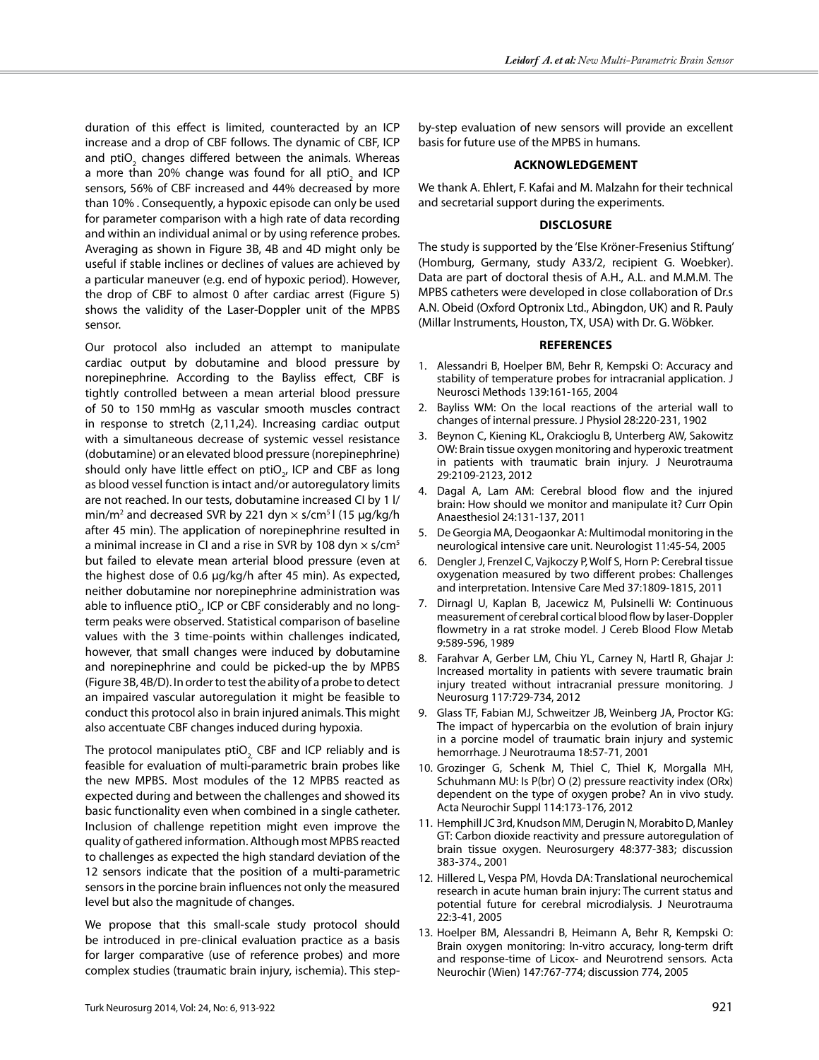duration of this effect is limited, counteracted by an ICP increase and a drop of CBF follows. The dynamic of CBF, ICP and $ptiO_2$ changes differed between the animals. Whereas a more than 20% change was found for all $ptiO_2$ and ICP sensors, 56% of CBF increased and 44% decreased by more than 10% . Consequently, a hypoxic episode can only be used for parameter comparison with a high rate of data recording and within an individual animal or by using reference probes. Averaging as shown in Figure 3B, 4B and 4D might only be useful if stable inclines or declines of values are achieved by a particular maneuver (e.g. end of hypoxic period). However, the drop of CBF to almost 0 after cardiac arrest (Figure 5) shows the validity of the Laser-Doppler unit of the MPBS sensor.

Our protocol also included an attempt to manipulate cardiac output by dobutamine and blood pressure by norepinephrine. According to the Bayliss effect, CBF is tightly controlled between a mean arterial blood pressure of 50 to 150 mmHg as vascular smooth muscles contract in response to stretch (2,11,24). Increasing cardiac output with a simultaneous decrease of systemic vessel resistance (dobutamine) or an elevated blood pressure (norepinephrine) should only have little effect on $ptiO_2$, ICP and CBF as long as blood vessel function is intact and/or autoregulatory limits are not reached. In our tests, dobutamine increased CI by 1 l/min/m$^2$ and decreased SVR by 221 dyn × s/cm$^5$ l (15 µg/kg/h after 45 min). The application of norepinephrine resulted in a minimal increase in CI and a rise in SVR by 108 dyn × s/cm$^5$ but failed to elevate mean arterial blood pressure (even at the highest dose of 0.6 µg/kg/h after 45 min). As expected, neither dobutamine nor norepinephrine administration was able to influence $ptiO_2$, ICP or CBF considerably and no long-term peaks were observed. Statistical comparison of baseline values with the 3 time-points within challenges indicated, however, that small changes were induced by dobutamine and norepinephrine and could be picked-up the by MPBS (Figure 3B, 4B/D). In order to test the ability of a probe to detect an impaired vascular autoregulation it might be feasible to conduct this protocol also in brain injured animals. This might also accentuate CBF changes induced during hypoxia.

The protocol manipulates $ptiO_2$ CBF and ICP reliably and is feasible for evaluation of multi-parametric brain probes like the new MPBS. Most modules of the 12 MPBS reacted as expected during and between the challenges and showed its basic functionality even when combined in a single catheter. Inclusion of challenge repetition might even improve the quality of gathered information. Although most MPBS reacted to challenges as expected the high standard deviation of the 12 sensors indicate that the position of a multi-parametric sensors in the porcine brain influences not only the measured level but also the magnitude of changes.

We propose that this small-scale study protocol should be introduced in pre-clinical evaluation practice as a basis for larger comparative (use of reference probes) and more complex studies (traumatic brain injury, ischemia). This step-by-step evaluation of new sensors will provide an excellent basis for future use of the MPBS in humans.

## ACKNOWLEDGEMENT

We thank A. Ehlert, F. Kafai and M. Malzahn for their technical and secretarial support during the experiments.

## DISCLOSURE

The study is supported by the 'Else Kröner-Fresenius Stiftung' (Homburg, Germany, study A33/2, recipient G. Woebker). Data are part of doctoral thesis of A.H., A.L. and M.M.M. The MPBS catheters were developed in close collaboration of Dr.s A.N. Obeid (Oxford Optronix Ltd., Abingdon, UK) and R. Pauly (Millar Instruments, Houston, TX, USA) with Dr. G. Wöbker.

## REFERENCES

1. Alessandri B, Hoelper BM, Behr R, Kempski O: Accuracy and stability of temperature probes for intracranial application. J Neurosci Methods 139:161-165, 2004
2. Bayliss WM: On the local reactions of the arterial wall to changes of internal pressure. J Physiol 28:220-231, 1902
3. Beynon C, Kiening KL, Orakcioglu B, Unterberg AW, Sakowitz OW: Brain tissue oxygen monitoring and hyperoxic treatment in patients with traumatic brain injury. J Neurotrauma 29:2109-2123, 2012
4. Dagal A, Lam AM: Cerebral blood flow and the injured brain: How should we monitor and manipulate it? Curr Opin Anaesthesiol 24:131-137, 2011
5. De Georgia MA, Deogaonkar A: Multimodal monitoring in the neurological intensive care unit. Neurologist 11:45-54, 2005
6. Dengler J, Frenzel C, Vajkoczy P, Wolf S, Horn P: Cerebral tissue oxygenation measured by two different probes: Challenges and interpretation. Intensive Care Med 37:1809-1815, 2011
7. Dirnagl U, Kaplan B, Jacewicz M, Pulsinelli W: Continuous measurement of cerebral cortical blood flow by laser-Doppler flowmetry in a rat stroke model. J Cereb Blood Flow Metab 9:589-596, 1989
8. Farahvar A, Gerber LM, Chiu YL, Carney N, Hartl R, Ghajar J: Increased mortality in patients with severe traumatic brain injury treated without intracranial pressure monitoring. J Neurosurg 117:729-734, 2012
9. Glass TF, Fabian MJ, Schweitzer JB, Weinberg JA, Proctor KG: The impact of hypercarbia on the evolution of brain injury in a porcine model of traumatic brain injury and systemic hemorrhage. J Neurotrauma 18:57-71, 2001
10. Grozinger G, Schenk M, Thiel C, Thiel K, Morgalla MH, Schuhmann MU: Is P(br) O (2) pressure reactivity index (ORx) dependent on the type of oxygen probe? An in vivo study. Acta Neurochir Suppl 114:173-176, 2012
11. Hemphill JC 3rd, Knudson MM, Derugin N, Morabito D, Manley GT: Carbon dioxide reactivity and pressure autoregulation of brain tissue oxygen. Neurosurgery 48:377-383; discussion 383-374., 2001
12. Hillered L, Vespa PM, Hovda DA: Translational neurochemical research in acute human brain injury: The current status and potential future for cerebral microdialysis. J Neurotrauma 22:3-41, 2005
13. Hoelper BM, Alessandri B, Heimann A, Behr R, Kempski O: Brain oxygen monitoring: In-vitro accuracy, long-term drift and response-time of Licox- and Neurotrend sensors. Acta Neurochir (Wien) 147:767-774; discussion 774, 2005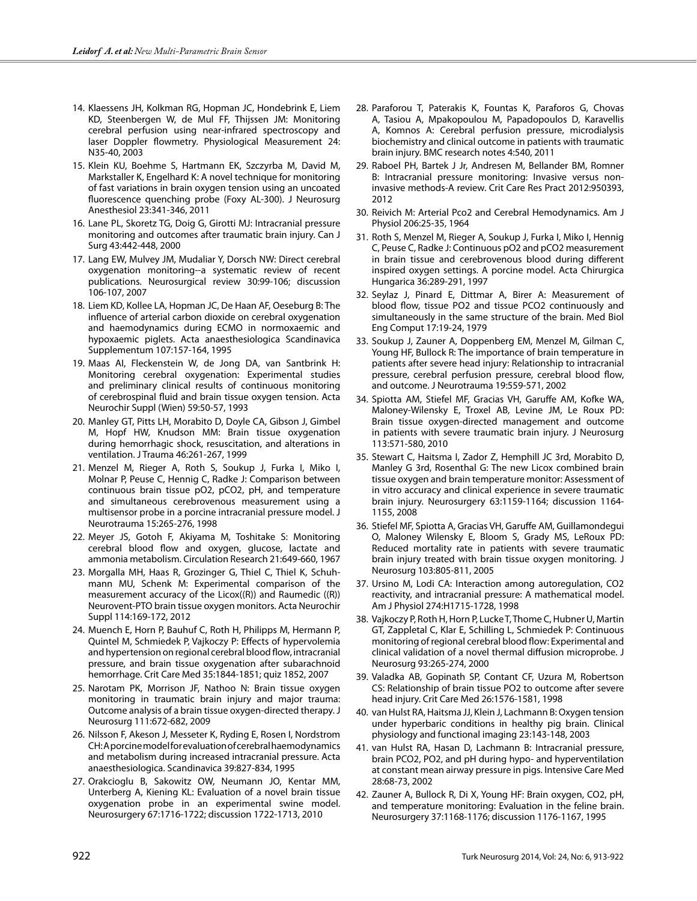14. Klaessens JH, Kolkman RG, Hopman JC, Hondebrink E, Liem KD, Steenbergen W, de Mul FF, Thijssen JM: Monitoring cerebral perfusion using near-infrared spectroscopy and laser Doppler flowmetry. Physiological Measurement 24: N35-40, 2003
15. Klein KU, Boehme S, Hartmann EK, Szczyrba M, David M, Markstaller K, Engelhard K: A novel technique for monitoring of fast variations in brain oxygen tension using an uncoated fluorescence quenching probe (Foxy AL-300). J Neurosurg Anesthesiol 23:341-346, 2011
16. Lane PL, Skoretz TG, Doig G, Girotti MJ: Intracranial pressure monitoring and outcomes after traumatic brain injury. Can J Surg 43:442-448, 2000
17. Lang EW, Mulvey JM, Mudaliar Y, Dorsch NW: Direct cerebral oxygenation monitoring--a systematic review of recent publications. Neurosurgical review 30:99-106; discussion 106-107, 2007
18. Liem KD, Kollee LA, Hopman JC, De Haan AF, Oeseburg B: The influence of arterial carbon dioxide on cerebral oxygenation and haemodynamics during ECMO in normoxaemic and hypoxaemic piglets. Acta anaesthesiologica Scandinavica Supplementum 107:157-164, 1995
19. Maas AI, Fleckenstein W, de Jong DA, van Santbrink H: Monitoring cerebral oxygenation: Experimental studies and preliminary clinical results of continuous monitoring of cerebrospinal fluid and brain tissue oxygen tension. Acta Neurochir Suppl (Wien) 59:50-57, 1993
20. Manley GT, Pitts LH, Morabito D, Doyle CA, Gibson J, Gimbel M, Hopf HW, Knudson MM: Brain tissue oxygenation during hemorrhagic shock, resuscitation, and alterations in ventilation. J Trauma 46:261-267, 1999
21. Menzel M, Rieger A, Roth S, Soukup J, Furka I, Miko I, Molnar P, Peuse C, Hennig C, Radke J: Comparison between continuous brain tissue pO2, pCO2, pH, and temperature and simultaneous cerebrovenous measurement using a multisensor probe in a porcine intracranial pressure model. J Neurotrauma 15:265-276, 1998
22. Meyer JS, Gotoh F, Akiyama M, Toshitake S: Monitoring cerebral blood flow and oxygen, glucose, lactate and ammonia metabolism. Circulation Research 21:649-660, 1967
23. Morgalla MH, Haas R, Grozinger G, Thiel C, Thiel K, Schuhmann MU, Schenk M: Experimental comparison of the measurement accuracy of the Licox((R)) and Raumedic ((R)) Neurovent-PTO brain tissue oxygen monitors. Acta Neurochir Suppl 114:169-172, 2012
24. Muench E, Horn P, Bauhuf C, Roth H, Philipps M, Hermann P, Quintel M, Schmiedek P, Vajkoczy P: Effects of hypervolemia and hypertension on regional cerebral blood flow, intracranial pressure, and brain tissue oxygenation after subarachnoid hemorrhage. Crit Care Med 35:1844-1851; quiz 1852, 2007
25. Narotam PK, Morrison JF, Nathoo N: Brain tissue oxygen monitoring in traumatic brain injury and major trauma: Outcome analysis of a brain tissue oxygen-directed therapy. J Neurosurg 111:672-682, 2009
26. Nilsson F, Akeson J, Messeter K, Ryding E, Rosen I, Nordstrom CH: A porcine model for evaluation of cerebral haemodynamics and metabolism during increased intracranial pressure. Acta anaesthesiologica. Scandinavica 39:827-834, 1995
27. Orakcioglu B, Sakowitz OW, Neumann JO, Kentar MM, Unterberg A, Kiening KL: Evaluation of a novel brain tissue oxygenation probe in an experimental swine model. Neurosurgery 67:1716-1722; discussion 1722-1713, 2010
28. Paraforou T, Paterakis K, Fountas K, Paraforos G, Chovas A, Tasiou A, Mpakopoulou M, Papadopoulos D, Karavellis A, Komnos A: Cerebral perfusion pressure, microdialysis biochemistry and clinical outcome in patients with traumatic brain injury. BMC research notes 4:540, 2011
29. Raboel PH, Bartek J Jr, Andresen M, Bellander BM, Romner B: Intracranial pressure monitoring: Invasive versus non-invasive methods-A review. Crit Care Res Pract 2012:950393, 2012
30. Reivich M: Arterial Pco2 and Cerebral Hemodynamics. Am J Physiol 206:25-35, 1964
31. Roth S, Menzel M, Rieger A, Soukup J, Furka I, Miko I, Hennig C, Peuse C, Radke J: Continuous pO2 and pCO2 measurement in brain tissue and cerebrovenous blood during different inspired oxygen settings. A porcine model. Acta Chirurgica Hungarica 36:289-291, 1997
32. Seylaz J, Pinard E, Dittmar A, Birer A: Measurement of blood flow, tissue PO2 and tissue PCO2 continuously and simultaneously in the same structure of the brain. Med Biol Eng Comput 17:19-24, 1979
33. Soukup J, Zauner A, Doppenberg EM, Menzel M, Gilman C, Young HF, Bullock R: The importance of brain temperature in patients after severe head injury: Relationship to intracranial pressure, cerebral perfusion pressure, cerebral blood flow, and outcome. J Neurotrauma 19:559-571, 2002
34. Spiotta AM, Stiefel MF, Gracias VH, Garuffe AM, Kofke WA, Maloney-Wilensky E, Troxel AB, Levine JM, Le Roux PD: Brain tissue oxygen-directed management and outcome in patients with severe traumatic brain injury. J Neurosurg 113:571-580, 2010
35. Stewart C, Haitsma I, Zador Z, Hemphill JC 3rd, Morabito D, Manley G 3rd, Rosenthal G: The new Licox combined brain tissue oxygen and brain temperature monitor: Assessment of in vitro accuracy and clinical experience in severe traumatic brain injury. Neurosurgery 63:1159-1164; discussion 1164-1155, 2008
36. Stiefel MF, Spiotta A, Gracias VH, Garuffe AM, Guillamondegui O, Maloney Wilensky E, Bloom S, Grady MS, LeRoux PD: Reduced mortality rate in patients with severe traumatic brain injury treated with brain tissue oxygen monitoring. J Neurosurg 103:805-811, 2005
37. Ursino M, Lodi CA: Interaction among autoregulation, CO2 reactivity, and intracranial pressure: A mathematical model. Am J Physiol 274:H1715-1728, 1998
38. Vajkoczy P, Roth H, Horn P, Lucke T, Thome C, Hubner U, Martin GT, Zappletal C, Klar E, Schilling L, Schmiedek P: Continuous monitoring of regional cerebral blood flow: Experimental and clinical validation of a novel thermal diffusion microprobe. J Neurosurg 93:265-274, 2000
39. Valadka AB, Gopinath SP, Contant CF, Uzura M, Robertson CS: Relationship of brain tissue PO2 to outcome after severe head injury. Crit Care Med 26:1576-1581, 1998
40. van Hulst RA, Haitsma JJ, Klein J, Lachmann B: Oxygen tension under hyperbaric conditions in healthy pig brain. Clinical physiology and functional imaging 23:143-148, 2003
41. van Hulst RA, Hasan D, Lachmann B: Intracranial pressure, brain PCO2, PO2, and pH during hypo- and hyperventilation at constant mean airway pressure in pigs. Intensive Care Med 28:68-73, 2002
42. Zauner A, Bullock R, Di X, Young HF: Brain oxygen, CO2, pH, and temperature monitoring: Evaluation in the feline brain. Neurosurgery 37:1168-1176; discussion 1176-1167, 1995